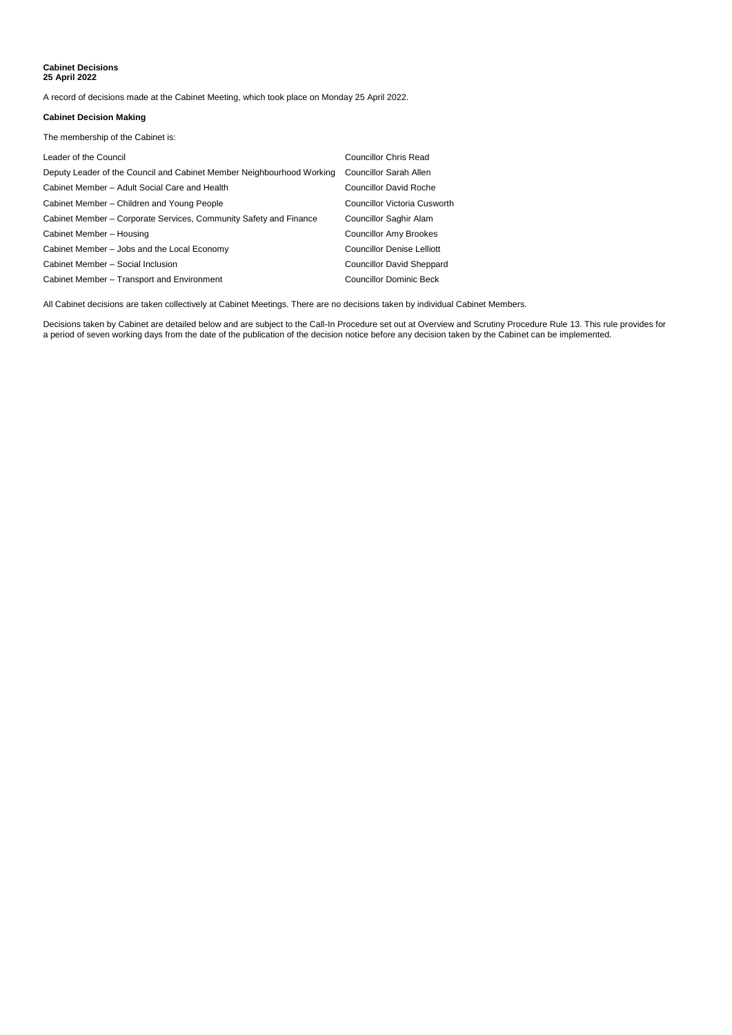**Cabinet Decisions**
**25 April 2022**

A record of decisions made at the Cabinet Meeting, which took place on Monday 25 April 2022.

**Cabinet Decision Making**

The membership of the Cabinet is:

| | |
|---|---|
| Leader of the Council | Councillor Chris Read |
| Deputy Leader of the Council and Cabinet Member Neighbourhood Working | Councillor Sarah Allen |
| Cabinet Member – Adult Social Care and Health | Councillor David Roche |
| Cabinet Member – Children and Young People | Councillor Victoria Cusworth |
| Cabinet Member – Corporate Services, Community Safety and Finance | Councillor Saghir Alam |
| Cabinet Member – Housing | Councillor Amy Brookes |
| Cabinet Member – Jobs and the Local Economy | Councillor Denise Lelliott |
| Cabinet Member – Social Inclusion | Councillor David Sheppard |
| Cabinet Member – Transport and Environment | Councillor Dominic Beck |

All Cabinet decisions are taken collectively at Cabinet Meetings. There are no decisions taken by individual Cabinet Members.

Decisions taken by Cabinet are detailed below and are subject to the Call-In Procedure set out at Overview and Scrutiny Procedure Rule 13. This rule provides for a period of seven working days from the date of the publication of the decision notice before any decision taken by the Cabinet can be implemented.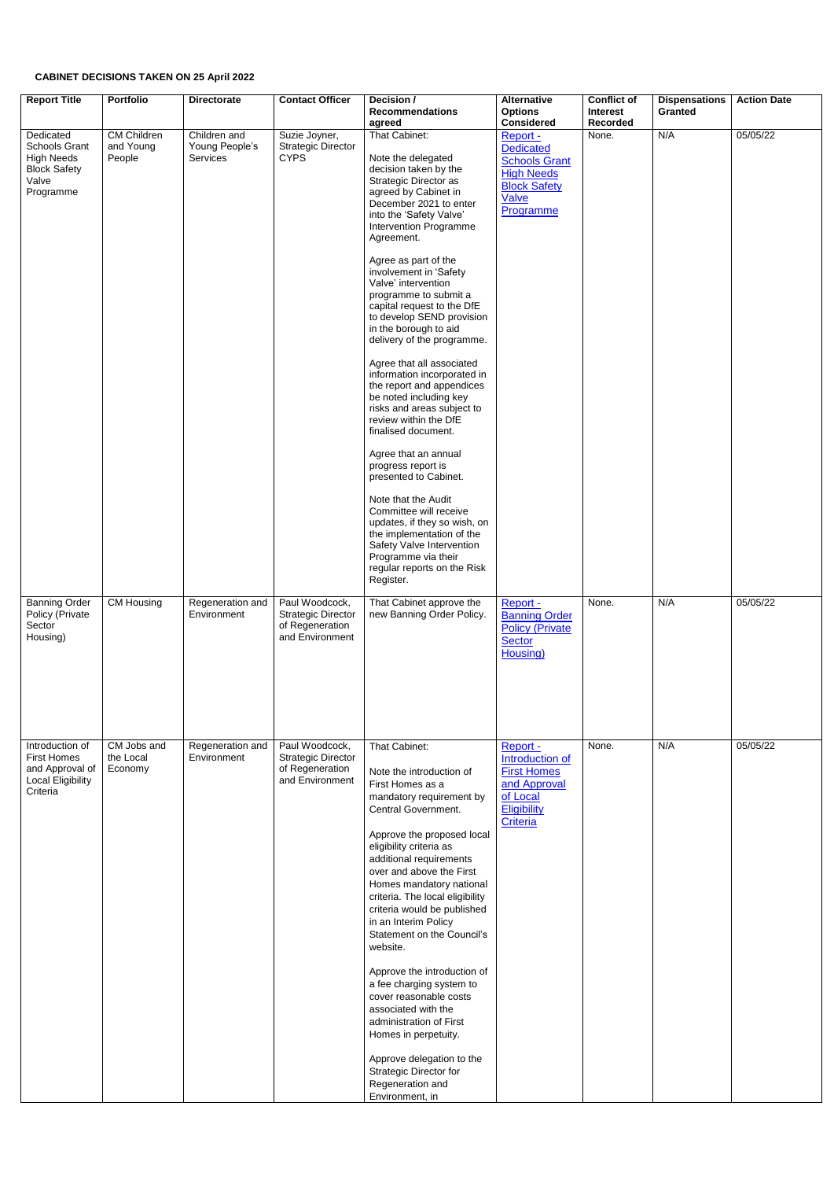**CABINET DECISIONS TAKEN ON 25 April 2022**

| Report Title | Portfolio | Directorate | Contact Officer | Decision / Recommendations agreed | Alternative Options Considered | Conflict of Interest Recorded | Dispensations Granted | Action Date |
|---|---|---|---|---|---|---|---|---|
| Dedicated Schools Grant High Needs Block Safety Valve Programme | CM Children and Young People | Children and Young People's Services | Suzie Joyner, Strategic Director CYPS | That Cabinet:<br><br>Note the delegated decision taken by the Strategic Director as agreed by Cabinet in December 2021 to enter into the 'Safety Valve' Intervention Programme Agreement.<br><br>Agree as part of the involvement in 'Safety Valve' intervention programme to submit a capital request to the DfE to develop SEND provision in the borough to aid delivery of the programme.<br><br>Agree that all associated information incorporated in the report and appendices be noted including key risks and areas subject to review within the DfE finalised document.<br><br>Agree that an annual progress report is presented to Cabinet.<br><br>Note that the Audit Committee will receive updates, if they so wish, on the implementation of the Safety Valve Intervention Programme via their regular reports on the Risk Register. | Report - Dedicated Schools Grant High Needs Block Safety Valve Programme | None. | N/A | 05/05/22 |
| Banning Order Policy (Private Sector Housing) | CM Housing | Regeneration and Environment | Paul Woodcock, Strategic Director of Regeneration and Environment | That Cabinet approve the new Banning Order Policy. | Report - Banning Order Policy (Private Sector Housing) | None. | N/A | 05/05/22 |
| Introduction of First Homes and Approval of Local Eligibility Criteria | CM Jobs and the Local Economy | Regeneration and Environment | Paul Woodcock, Strategic Director of Regeneration and Environment | That Cabinet:<br><br>Note the introduction of First Homes as a mandatory requirement by Central Government.<br><br>Approve the proposed local eligibility criteria as additional requirements over and above the First Homes mandatory national criteria. The local eligibility criteria would be published in an Interim Policy Statement on the Council's website.<br><br>Approve the introduction of a fee charging system to cover reasonable costs associated with the administration of First Homes in perpetuity.<br><br>Approve delegation to the Strategic Director for Regeneration and Environment, in | Report - Introduction of First Homes and Approval of Local Eligibility Criteria | None. | N/A | 05/05/22 |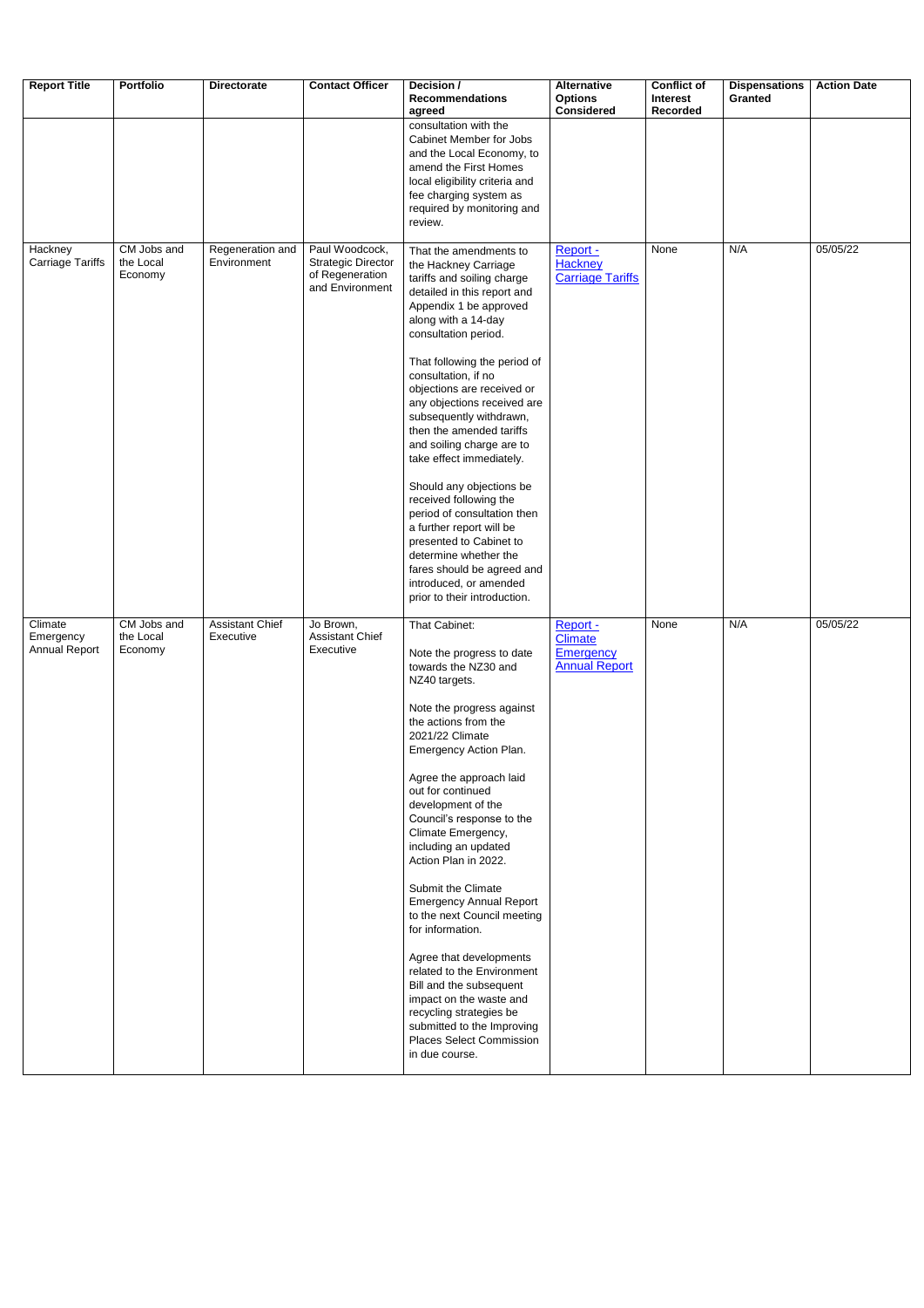| Report Title | Portfolio | Directorate | Contact Officer | Decision / Recommendations agreed | Alternative Options Considered | Conflict of Interest Recorded | Dispensations Granted | Action Date |
|---|---|---|---|---|---|---|---|---|
| | | | | consultation with the Cabinet Member for Jobs and the Local Economy, to amend the First Homes local eligibility criteria and fee charging system as required by monitoring and review. | | | | |
| Hackney Carriage Tariffs | CM Jobs and the Local Economy | Regeneration and Environment | Paul Woodcock, Strategic Director of Regeneration and Environment | That the amendments to the Hackney Carriage tariffs and soiling charge detailed in this report and Appendix 1 be approved along with a 14-day consultation period.<br><br>That following the period of consultation, if no objections are received or any objections received are subsequently withdrawn, then the amended tariffs and soiling charge are to take effect immediately.<br><br>Should any objections be received following the period of consultation then a further report will be presented to Cabinet to determine whether the fares should be agreed and introduced, or amended prior to their introduction. | Report - Hackney Carriage Tariffs | None | N/A | 05/05/22 |
| Climate Emergency Annual Report | CM Jobs and the Local Economy | Assistant Chief Executive | Jo Brown, Assistant Chief Executive | That Cabinet:<br><br>Note the progress to date towards the NZ30 and NZ40 targets.<br><br>Note the progress against the actions from the 2021/22 Climate Emergency Action Plan.<br><br>Agree the approach laid out for continued development of the Council's response to the Climate Emergency, including an updated Action Plan in 2022.<br><br>Submit the Climate Emergency Annual Report to the next Council meeting for information.<br><br>Agree that developments related to the Environment Bill and the subsequent impact on the waste and recycling strategies be submitted to the Improving Places Select Commission in due course. | Report - Climate Emergency Annual Report | None | N/A | 05/05/22 |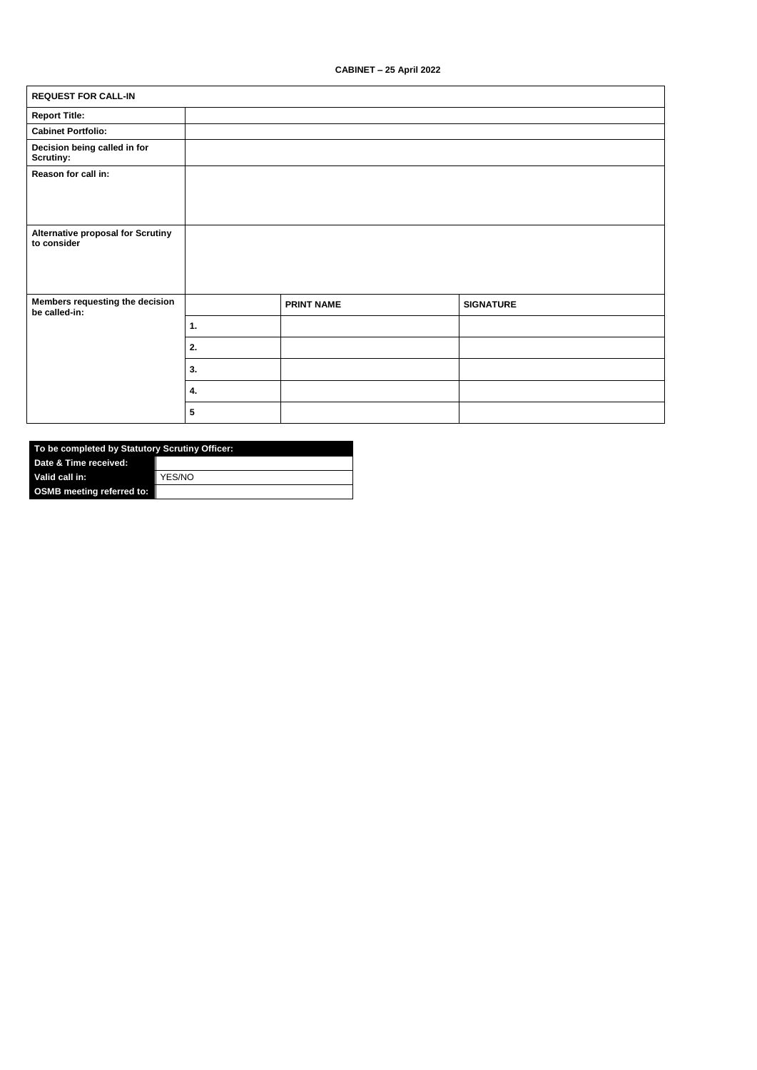**CABINET – 25 April 2022**

| **REQUEST FOR CALL-IN** | | | |
|---|---|---|---|
| **Report Title:** | | | |
| **Cabinet Portfolio:** | | | |
| **Decision being called in for Scrutiny:** | | | |
| **Reason for call in:** | | | |
| **Alternative proposal for Scrutiny to consider** | | | |
| **Members requesting the decision be called-in:** | | **PRINT NAME** | **SIGNATURE** |
| | **1.** | | |
| | **2.** | | |
| | **3.** | | |
| | **4.** | | |
| | **5** | | |

| **To be completed by Statutory Scrutiny Officer:** | |
|---|---|
| **Date & Time received:** | |
| **Valid call in:** | YES/NO |
| **OSMB meeting referred to:** | |